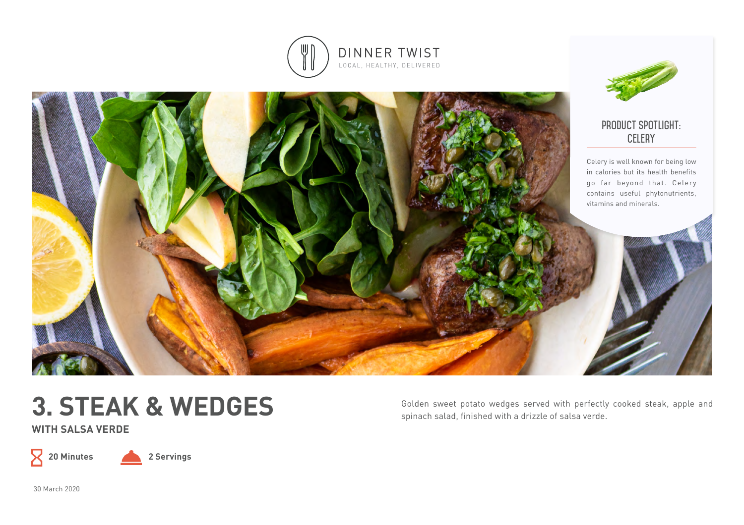DINNER TWIST

LOCAL, HEALTHY, DELIVERED

## PRODUCT SPOTLIGHT: CELERY

Celery is well known for being low in calories but its health benefits go far beyond that. Celery contains useful phytonutrients, vitamins and minerals.

# 3. STEAK & WEDGES

### WITH SALSA VERDE

Golden sweet potato wedges served with perfectly cooked steak, apple and spinach salad, finished with a drizzle of salsa verde.

**20 Minutes** **2 Servings**

30 March 2020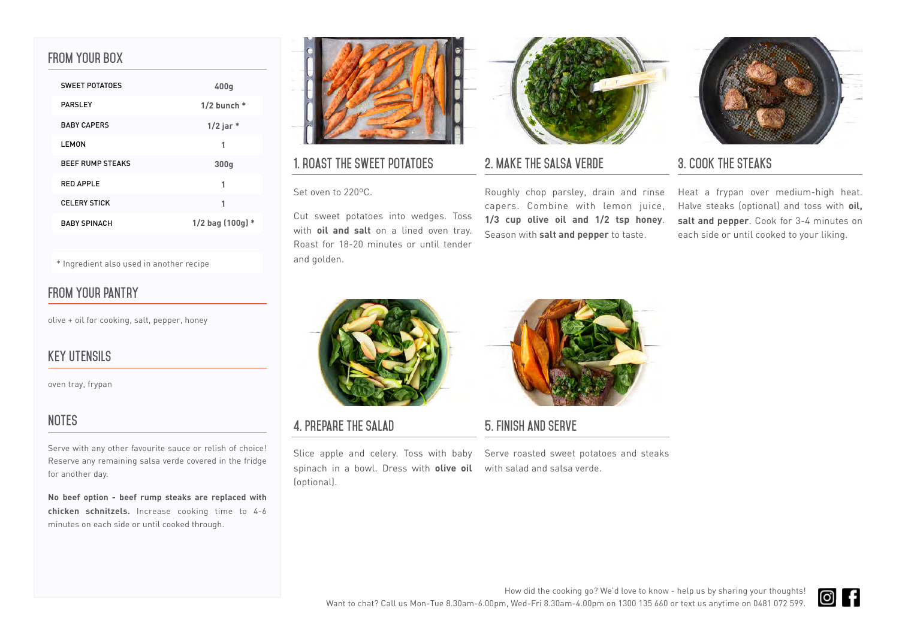## FROM YOUR BOX

| | |
|---|---|
| SWEET POTATOES | 400g |
| PARSLEY | 1/2 bunch * |
| BABY CAPERS | 1/2 jar * |
| LEMON | 1 |
| BEEF RUMP STEAKS | 300g |
| RED APPLE | 1 |
| CELERY STICK | 1 |
| BABY SPINACH | 1/2 bag (100g) * |

* Ingredient also used in another recipe

## FROM YOUR PANTRY

olive + oil for cooking, salt, pepper, honey

## KEY UTENSILS

oven tray, frypan

## NOTES

Serve with any other favourite sauce or relish of choice! Reserve any remaining salsa verde covered in the fridge for another day.

**No beef option - beef rump steaks are replaced with chicken schnitzels.** Increase cooking time to 4-6 minutes on each side or until cooked through.

## 1. ROAST THE SWEET POTATOES

Set oven to 220ºC.

Cut sweet potatoes into wedges. Toss with **oil and salt** on a lined oven tray. Roast for 18-20 minutes or until tender and golden.

## 2. MAKE THE SALSA VERDE

Roughly chop parsley, drain and rinse capers. Combine with lemon juice, **1/3 cup olive oil and 1/2 tsp honey**. Season with **salt and pepper** to taste.

## 3. COOK THE STEAKS

Heat a frypan over medium-high heat. Halve steaks (optional) and toss with **oil, salt and pepper**. Cook for 3-4 minutes on each side or until cooked to your liking.

## 4. PREPARE THE SALAD

Slice apple and celery. Toss with baby spinach in a bowl. Dress with **olive oil** (optional).

## 5. FINISH AND SERVE

Serve roasted sweet potatoes and steaks with salad and salsa verde.

How did the cooking go? We'd love to know - help us by sharing your thoughts!
Want to chat? Call us Mon-Tue 8.30am-6.00pm, Wed-Fri 8.30am-4.00pm on 1300 135 660 or text us anytime on 0481 072 599.